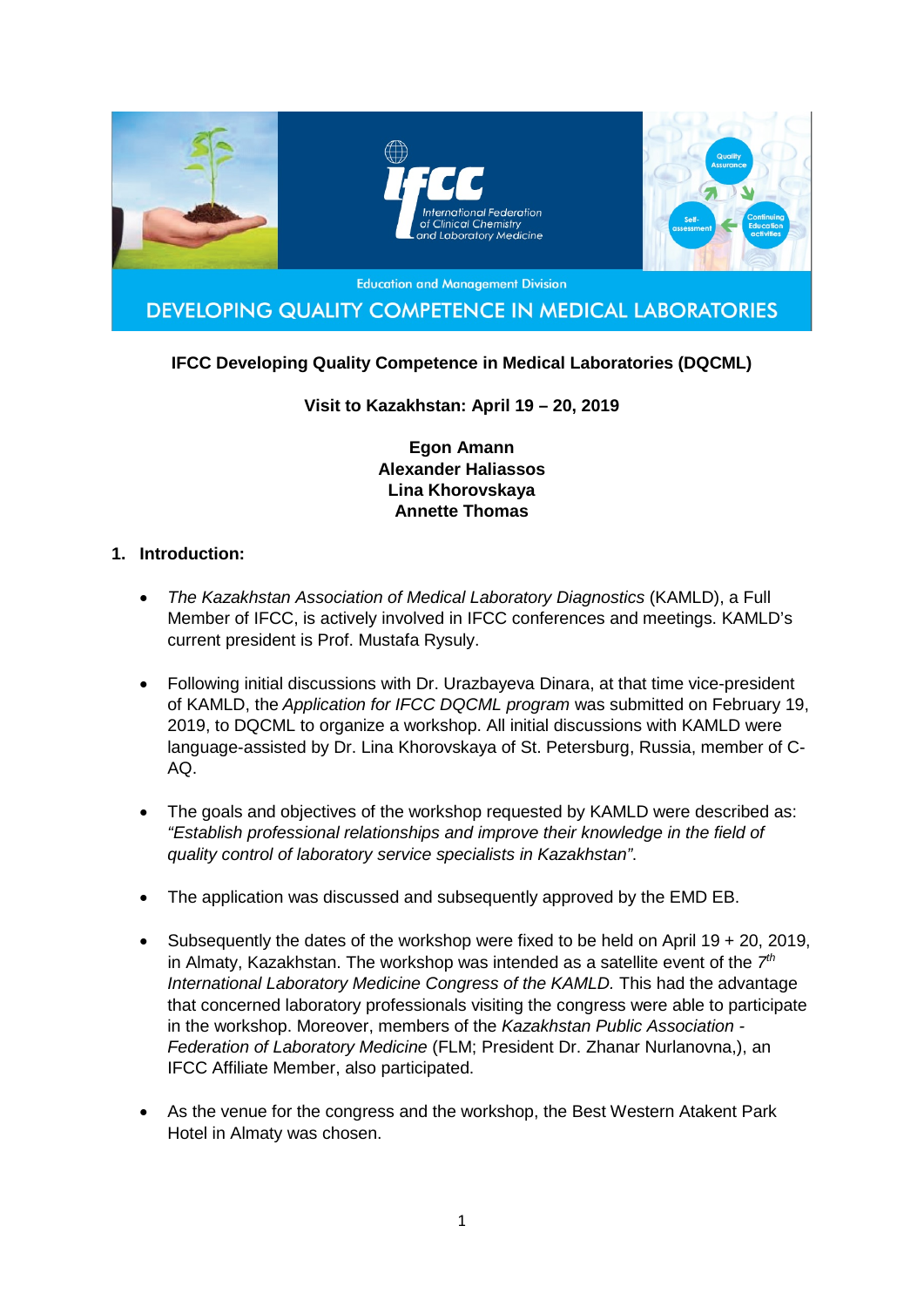IFCC International Federation of Clinical Chemistry and Laboratory Medicine

Education and Management Division

DEVELOPING QUALITY COMPETENCE IN MEDICAL LABORATORIES

**IFCC Developing Quality Competence in Medical Laboratories (DQCML)**

**Visit to Kazakhstan: April 19 – 20, 2019**

**Egon Amann**
**Alexander Haliassos**
**Lina Khorovskaya**
**Annette Thomas**

## 1. Introduction:

- *The Kazakhstan Association of Medical Laboratory Diagnostics* (KAMLD), a Full Member of IFCC, is actively involved in IFCC conferences and meetings. KAMLD's current president is Prof. Mustafa Rysuly.

- Following initial discussions with Dr. Urazbayeva Dinara, at that time vice-president of KAMLD, the *Application for IFCC DQCML program* was submitted on February 19, 2019, to DQCML to organize a workshop. All initial discussions with KAMLD were language-assisted by Dr. Lina Khorovskaya of St. Petersburg, Russia, member of C-AQ.

- The goals and objectives of the workshop requested by KAMLD were described as: *"Establish professional relationships and improve their knowledge in the field of quality control of laboratory service specialists in Kazakhstan"*.

- The application was discussed and subsequently approved by the EMD EB.

- Subsequently the dates of the workshop were fixed to be held on April 19 + 20, 2019, in Almaty, Kazakhstan. The workshop was intended as a satellite event of the *7th International Laboratory Medicine Congress of the KAMLD.* This had the advantage that concerned laboratory professionals visiting the congress were able to participate in the workshop. Moreover, members of the *Kazakhstan Public Association - Federation of Laboratory Medicine* (FLM; President Dr. Zhanar Nurlanovna,), an IFCC Affiliate Member, also participated.

- As the venue for the congress and the workshop, the Best Western Atakent Park Hotel in Almaty was chosen.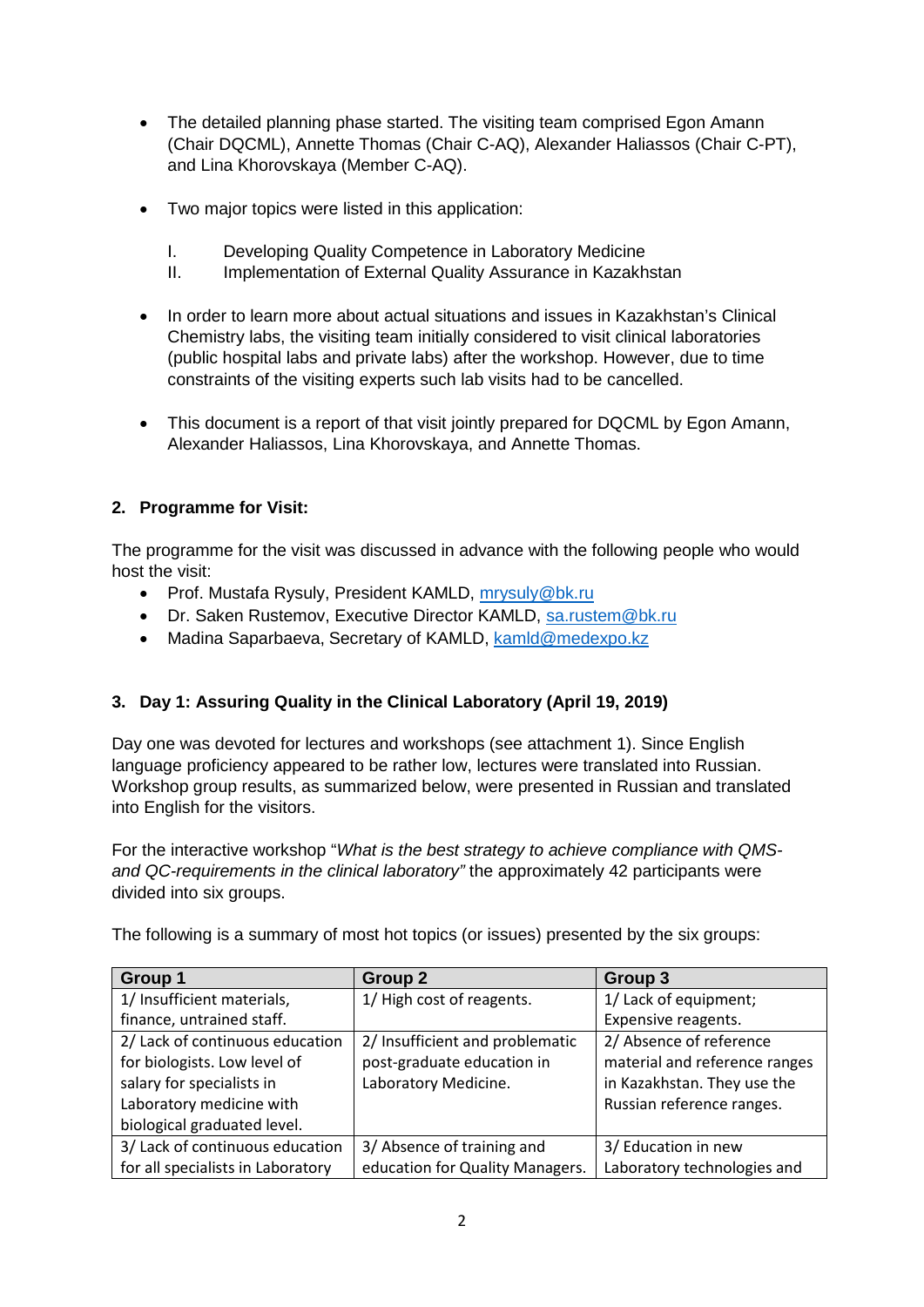- The detailed planning phase started. The visiting team comprised Egon Amann (Chair DQCML), Annette Thomas (Chair C-AQ), Alexander Haliassos (Chair C-PT), and Lina Khorovskaya (Member C-AQ).

- Two major topics were listed in this application:

  I. Developing Quality Competence in Laboratory Medicine
  II. Implementation of External Quality Assurance in Kazakhstan

- In order to learn more about actual situations and issues in Kazakhstan's Clinical Chemistry labs, the visiting team initially considered to visit clinical laboratories (public hospital labs and private labs) after the workshop. However, due to time constraints of the visiting experts such lab visits had to be cancelled.

- This document is a report of that visit jointly prepared for DQCML by Egon Amann, Alexander Haliassos, Lina Khorovskaya, and Annette Thomas.

## 2. Programme for Visit:

The programme for the visit was discussed in advance with the following people who would host the visit:

- Prof. Mustafa Rysuly, President KAMLD, mrysuly@bk.ru
- Dr. Saken Rustemov, Executive Director KAMLD, sa.rustem@bk.ru
- Madina Saparbaeva, Secretary of KAMLD, kamld@medexpo.kz

## 3. Day 1: Assuring Quality in the Clinical Laboratory (April 19, 2019)

Day one was devoted for lectures and workshops (see attachment 1). Since English language proficiency appeared to be rather low, lectures were translated into Russian. Workshop group results, as summarized below, were presented in Russian and translated into English for the visitors.

For the interactive workshop "*What is the best strategy to achieve compliance with QMS- and QC-requirements in the clinical laboratory"* the approximately 42 participants were divided into six groups.

The following is a summary of most hot topics (or issues) presented by the six groups:

| Group 1 | Group 2 | Group 3 |
|---|---|---|
| 1/ Insufficient materials, finance, untrained staff. | 1/ High cost of reagents. | 1/ Lack of equipment; Expensive reagents. |
| 2/ Lack of continuous education for biologists. Low level of salary for specialists in Laboratory medicine with biological graduated level. | 2/ Insufficient and problematic post-graduate education in Laboratory Medicine. | 2/ Absence of reference material and reference ranges in Kazakhstan. They use the Russian reference ranges. |
| 3/ Lack of continuous education for all specialists in Laboratory | 3/ Absence of training and education for Quality Managers. | 3/ Education in new Laboratory technologies and |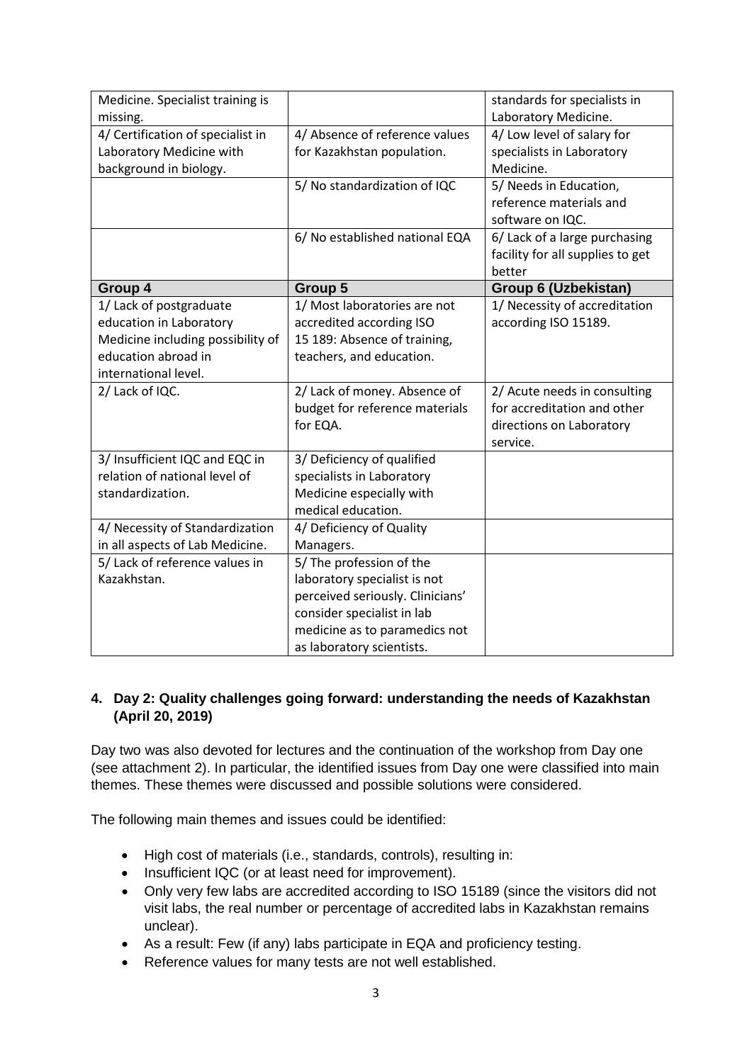| | | |
|---|---|---|
| Medicine. Specialist training is missing. | | standards for specialists in Laboratory Medicine. |
| 4/ Certification of specialist in Laboratory Medicine with background in biology. | 4/ Absence of reference values for Kazakhstan population. | 4/ Low level of salary for specialists in Laboratory Medicine. |
| | 5/ No standardization of IQC | 5/ Needs in Education, reference materials and software on IQC. |
| | 6/ No established national EQA | 6/ Lack of a large purchasing facility for all supplies to get better |
| **Group 4** | **Group 5** | **Group 6 (Uzbekistan)** |
| 1/ Lack of postgraduate education in Laboratory Medicine including possibility of education abroad in international level. | 1/ Most laboratories are not accredited according ISO 15 189: Absence of training, teachers, and education. | 1/ Necessity of accreditation according ISO 15189. |
| 2/ Lack of IQC. | 2/ Lack of money. Absence of budget for reference materials for EQA. | 2/ Acute needs in consulting for accreditation and other directions on Laboratory service. |
| 3/ Insufficient IQC and EQC in relation of national level of standardization. | 3/ Deficiency of qualified specialists in Laboratory Medicine especially with medical education. | |
| 4/ Necessity of Standardization in all aspects of Lab Medicine. | 4/ Deficiency of Quality Managers. | |
| 5/ Lack of reference values in Kazakhstan. | 5/ The profession of the laboratory specialist is not perceived seriously. Clinicians' consider specialist in lab medicine as to paramedics not as laboratory scientists. | |

## 4. Day 2: Quality challenges going forward: understanding the needs of Kazakhstan (April 20, 2019)

Day two was also devoted for lectures and the continuation of the workshop from Day one (see attachment 2). In particular, the identified issues from Day one were classified into main themes. These themes were discussed and possible solutions were considered.

The following main themes and issues could be identified:

- High cost of materials (i.e., standards, controls), resulting in:
- Insufficient IQC (or at least need for improvement).
- Only very few labs are accredited according to ISO 15189 (since the visitors did not visit labs, the real number or percentage of accredited labs in Kazakhstan remains unclear).
- As a result: Few (if any) labs participate in EQA and proficiency testing.
- Reference values for many tests are not well established.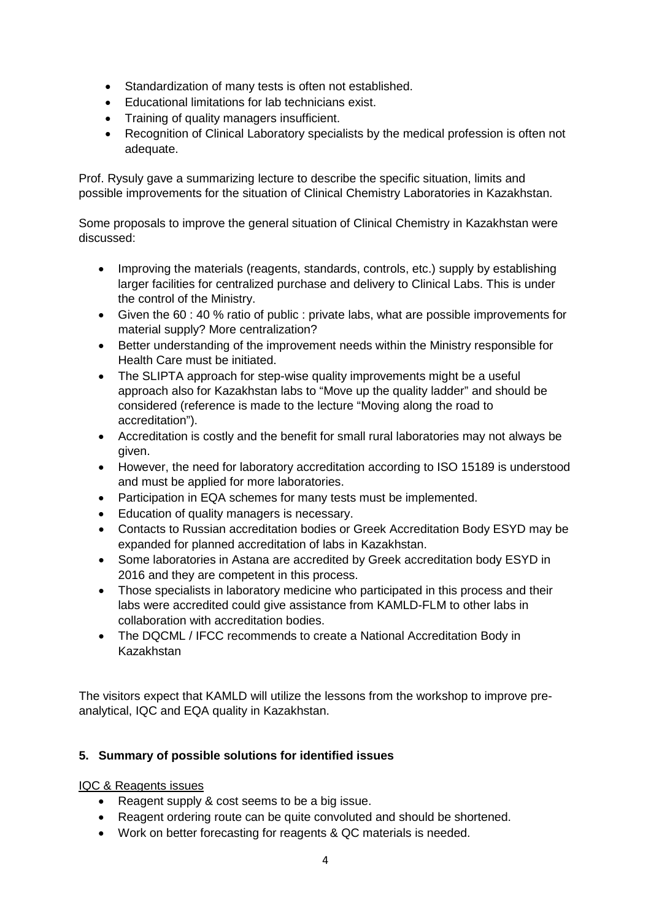- Standardization of many tests is often not established.
- Educational limitations for lab technicians exist.
- Training of quality managers insufficient.
- Recognition of Clinical Laboratory specialists by the medical profession is often not adequate.

Prof. Rysuly gave a summarizing lecture to describe the specific situation, limits and possible improvements for the situation of Clinical Chemistry Laboratories in Kazakhstan.

Some proposals to improve the general situation of Clinical Chemistry in Kazakhstan were discussed:

- Improving the materials (reagents, standards, controls, etc.) supply by establishing larger facilities for centralized purchase and delivery to Clinical Labs. This is under the control of the Ministry.
- Given the 60 : 40 % ratio of public : private labs, what are possible improvements for material supply? More centralization?
- Better understanding of the improvement needs within the Ministry responsible for Health Care must be initiated.
- The SLIPTA approach for step-wise quality improvements might be a useful approach also for Kazakhstan labs to "Move up the quality ladder" and should be considered (reference is made to the lecture "Moving along the road to accreditation").
- Accreditation is costly and the benefit for small rural laboratories may not always be given.
- However, the need for laboratory accreditation according to ISO 15189 is understood and must be applied for more laboratories.
- Participation in EQA schemes for many tests must be implemented.
- Education of quality managers is necessary.
- Contacts to Russian accreditation bodies or Greek Accreditation Body ESYD may be expanded for planned accreditation of labs in Kazakhstan.
- Some laboratories in Astana are accredited by Greek accreditation body ESYD in 2016 and they are competent in this process.
- Those specialists in laboratory medicine who participated in this process and their labs were accredited could give assistance from KAMLD-FLM to other labs in collaboration with accreditation bodies.
- The DQCML / IFCC recommends to create a National Accreditation Body in Kazakhstan

The visitors expect that KAMLD will utilize the lessons from the workshop to improve pre-analytical, IQC and EQA quality in Kazakhstan.

## 5. Summary of possible solutions for identified issues

IQC & Reagents issues

- Reagent supply & cost seems to be a big issue.
- Reagent ordering route can be quite convoluted and should be shortened.
- Work on better forecasting for reagents & QC materials is needed.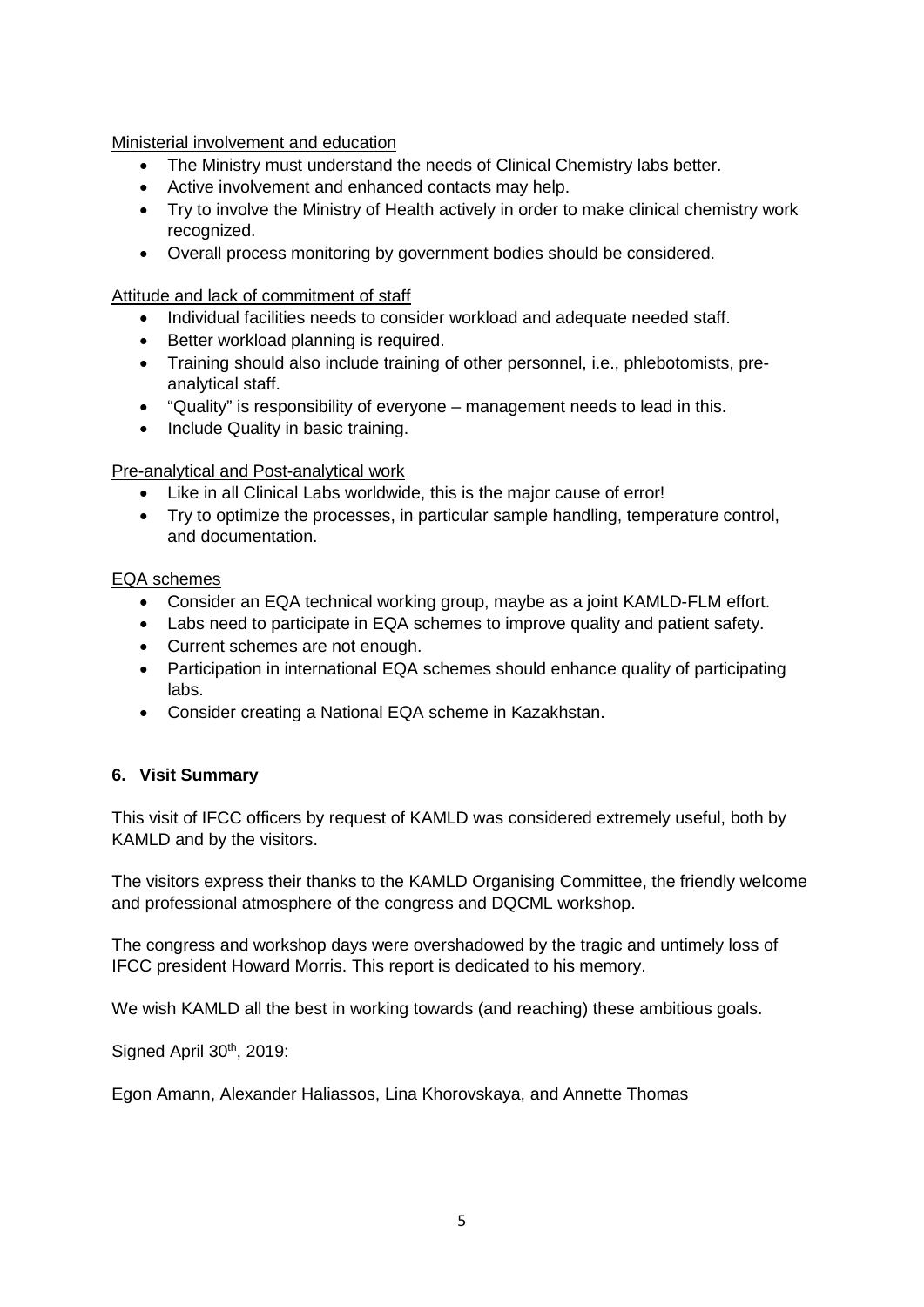Ministerial involvement and education

- The Ministry must understand the needs of Clinical Chemistry labs better.
- Active involvement and enhanced contacts may help.
- Try to involve the Ministry of Health actively in order to make clinical chemistry work recognized.
- Overall process monitoring by government bodies should be considered.

Attitude and lack of commitment of staff

- Individual facilities needs to consider workload and adequate needed staff.
- Better workload planning is required.
- Training should also include training of other personnel, i.e., phlebotomists, pre-analytical staff.
- "Quality" is responsibility of everyone – management needs to lead in this.
- Include Quality in basic training.

Pre-analytical and Post-analytical work

- Like in all Clinical Labs worldwide, this is the major cause of error!
- Try to optimize the processes, in particular sample handling, temperature control, and documentation.

EQA schemes

- Consider an EQA technical working group, maybe as a joint KAMLD-FLM effort.
- Labs need to participate in EQA schemes to improve quality and patient safety.
- Current schemes are not enough.
- Participation in international EQA schemes should enhance quality of participating labs.
- Consider creating a National EQA scheme in Kazakhstan.

## 6. Visit Summary

This visit of IFCC officers by request of KAMLD was considered extremely useful, both by KAMLD and by the visitors.

The visitors express their thanks to the KAMLD Organising Committee, the friendly welcome and professional atmosphere of the congress and DQCML workshop.

The congress and workshop days were overshadowed by the tragic and untimely loss of IFCC president Howard Morris. This report is dedicated to his memory.

We wish KAMLD all the best in working towards (and reaching) these ambitious goals.

Signed April 30th, 2019:

Egon Amann, Alexander Haliassos, Lina Khorovskaya, and Annette Thomas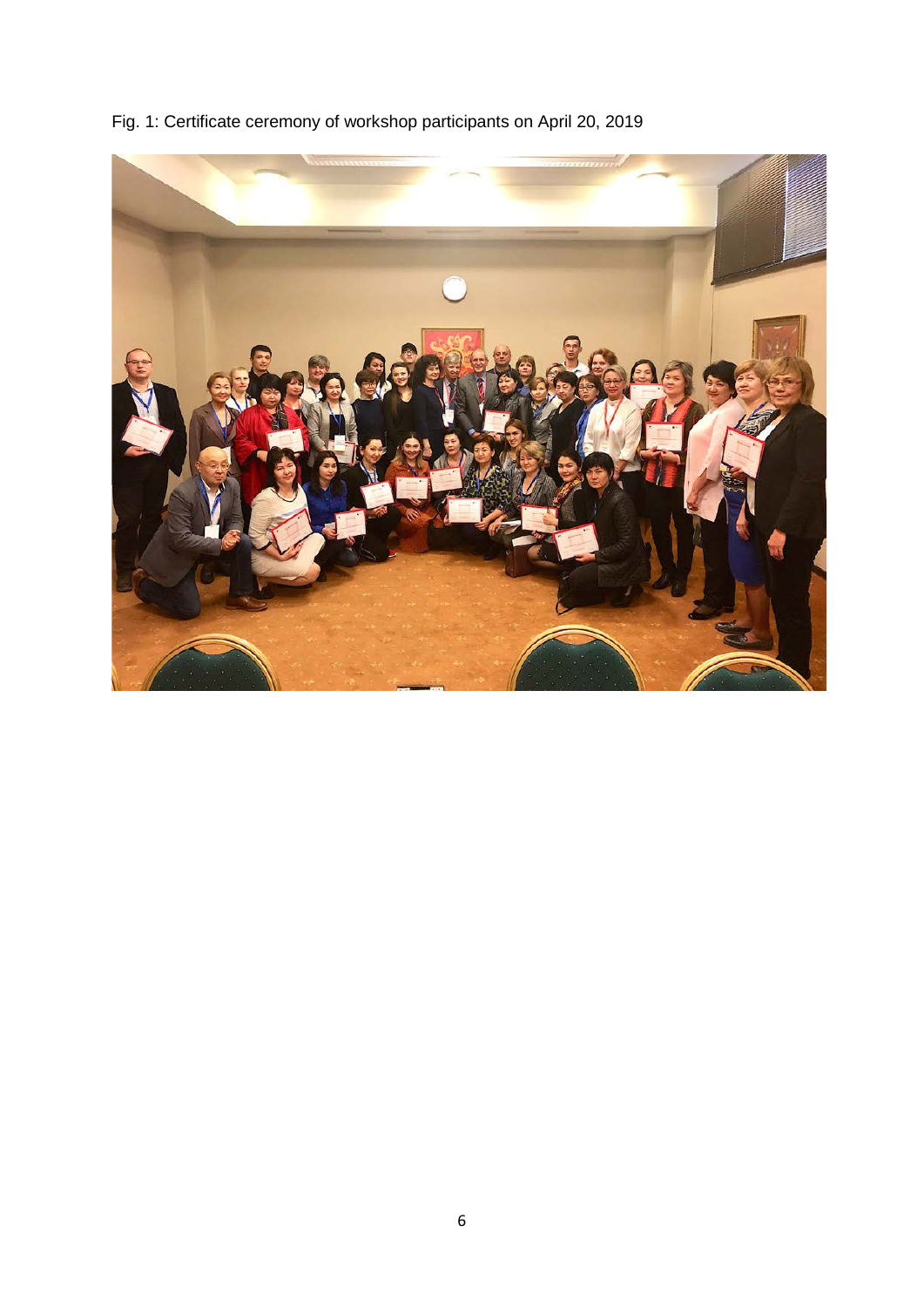Fig. 1: Certificate ceremony of workshop participants on April 20, 2019